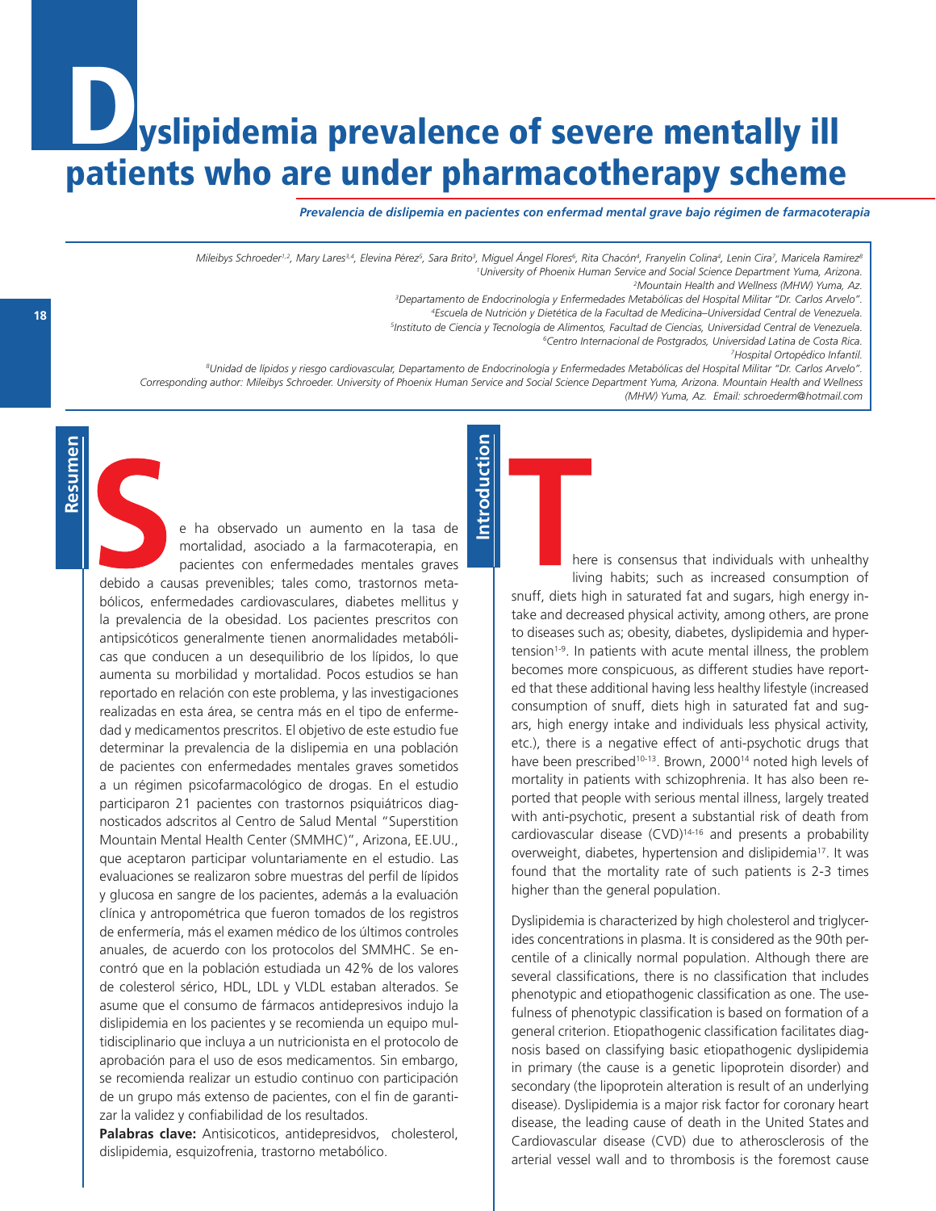# Dyslipidemia prevalence of severe mentally ill patients who are under pharmacotherapy scheme

***Prevalencia de dislipemia en pacientes con enfermad mental grave bajo régimen de farmacoterapia***

*Mileibys Schroeder[1,2], Mary Lares[3,4], Elevina Pérez[5], Sara Brito[3], Miguel Ángel Flores[6], Rita Chacón[4], Franyelin Colina[4], Lenin Cira[7], Maricela Ramirez[8]*

*[1]University of Phoenix Human Service and Social Science Department Yuma, Arizona.*
*[2]Mountain Health and Wellness (MHW) Yuma, Az.*
*[3]Departamento de Endocrinología y Enfermedades Metabólicas del Hospital Militar "Dr. Carlos Arvelo".*
*[4]Escuela de Nutrición y Dietética de la Facultad de Medicina–Universidad Central de Venezuela.*
*[5]Instituto de Ciencia y Tecnología de Alimentos, Facultad de Ciencias, Universidad Central de Venezuela.*
*[6]Centro Internacional de Postgrados, Universidad Latina de Costa Rica.*
*[7]Hospital Ortopédico Infantil.*
*[8]Unidad de lípidos y riesgo cardiovascular, Departamento de Endocrinología y Enfermedades Metabólicas del Hospital Militar "Dr. Carlos Arvelo".*
*Corresponding author: Mileibys Schroeder. University of Phoenix Human Service and Social Science Department Yuma, Arizona. Mountain Health and Wellness (MHW) Yuma, Az. Email: schroederm@hotmail.com*

## Resumen

Se ha observado un aumento en la tasa de mortalidad, asociado a la farmacoterapia, en pacientes con enfermedades mentales graves debido a causas prevenibles; tales como, trastornos metabólicos, enfermedades cardiovasculares, diabetes mellitus y la prevalencia de la obesidad. Los pacientes prescritos con antipsicóticos generalmente tienen anormalidades metabólicas que conducen a un desequilibrio de los lípidos, lo que aumenta su morbilidad y mortalidad. Pocos estudios se han reportado en relación con este problema, y las investigaciones realizadas en esta área, se centra más en el tipo de enfermedad y medicamentos prescritos. El objetivo de este estudio fue determinar la prevalencia de la dislipemia en una población de pacientes con enfermedades mentales graves sometidos a un régimen psicofarmacológico de drogas. En el estudio participaron 21 pacientes con trastornos psiquiátricos diagnosticados adscritos al Centro de Salud Mental "Superstition Mountain Mental Health Center (SMMHC)", Arizona, EE.UU., que aceptaron participar voluntariamente en el estudio. Las evaluaciones se realizaron sobre muestras del perfil de lípidos y glucosa en sangre de los pacientes, además a la evaluación clínica y antropométrica que fueron tomados de los registros de enfermería, más el examen médico de los últimos controles anuales, de acuerdo con los protocolos del SMMHC. Se encontró que en la población estudiada un 42% de los valores de colesterol sérico, HDL, LDL y VLDL estaban alterados. Se asume que el consumo de fármacos antidepresivos indujo la dislipidemia en los pacientes y se recomienda un equipo multidisciplinario que incluya a un nutricionista en el protocolo de aprobación para el uso de esos medicamentos. Sin embargo, se recomienda realizar un estudio continuo con participación de un grupo más extenso de pacientes, con el fin de garantizar la validez y confiabilidad de los resultados.

**Palabras clave:** Antisicoticos, antidepresidvos, cholesterol, dislipidemia, esquizofrenia, trastorno metabólico.

## Introduction

There is consensus that individuals with unhealthy living habits; such as increased consumption of snuff, diets high in saturated fat and sugars, high energy intake and decreased physical activity, among others, are prone to diseases such as; obesity, diabetes, dyslipidemia and hypertension[1-9]. In patients with acute mental illness, the problem becomes more conspicuous, as different studies have reported that these additional having less healthy lifestyle (increased consumption of snuff, diets high in saturated fat and sugars, high energy intake and individuals less physical activity, etc.), there is a negative effect of anti-psychotic drugs that have been prescribed[10-13]. Brown, 2000[14] noted high levels of mortality in patients with schizophrenia. It has also been reported that people with serious mental illness, largely treated with anti-psychotic, present a substantial risk of death from cardiovascular disease (CVD)[14-16] and presents a probability overweight, diabetes, hypertension and dislipidemia[17]. It was found that the mortality rate of such patients is 2-3 times higher than the general population.

Dyslipidemia is characterized by high cholesterol and triglycerides concentrations in plasma. It is considered as the 90th percentile of a clinically normal population. Although there are several classifications, there is no classification that includes phenotypic and etiopathogenic classification as one. The usefulness of phenotypic classification is based on formation of a general criterion. Etiopathogenic classification facilitates diagnosis based on classifying basic etiopathogenic dyslipidemia in primary (the cause is a genetic lipoprotein disorder) and secondary (the lipoprotein alteration is result of an underlying disease). Dyslipidemia is a major risk factor for coronary heart disease, the leading cause of death in the United States and Cardiovascular disease (CVD) due to atherosclerosis of the arterial vessel wall and to thrombosis is the foremost cause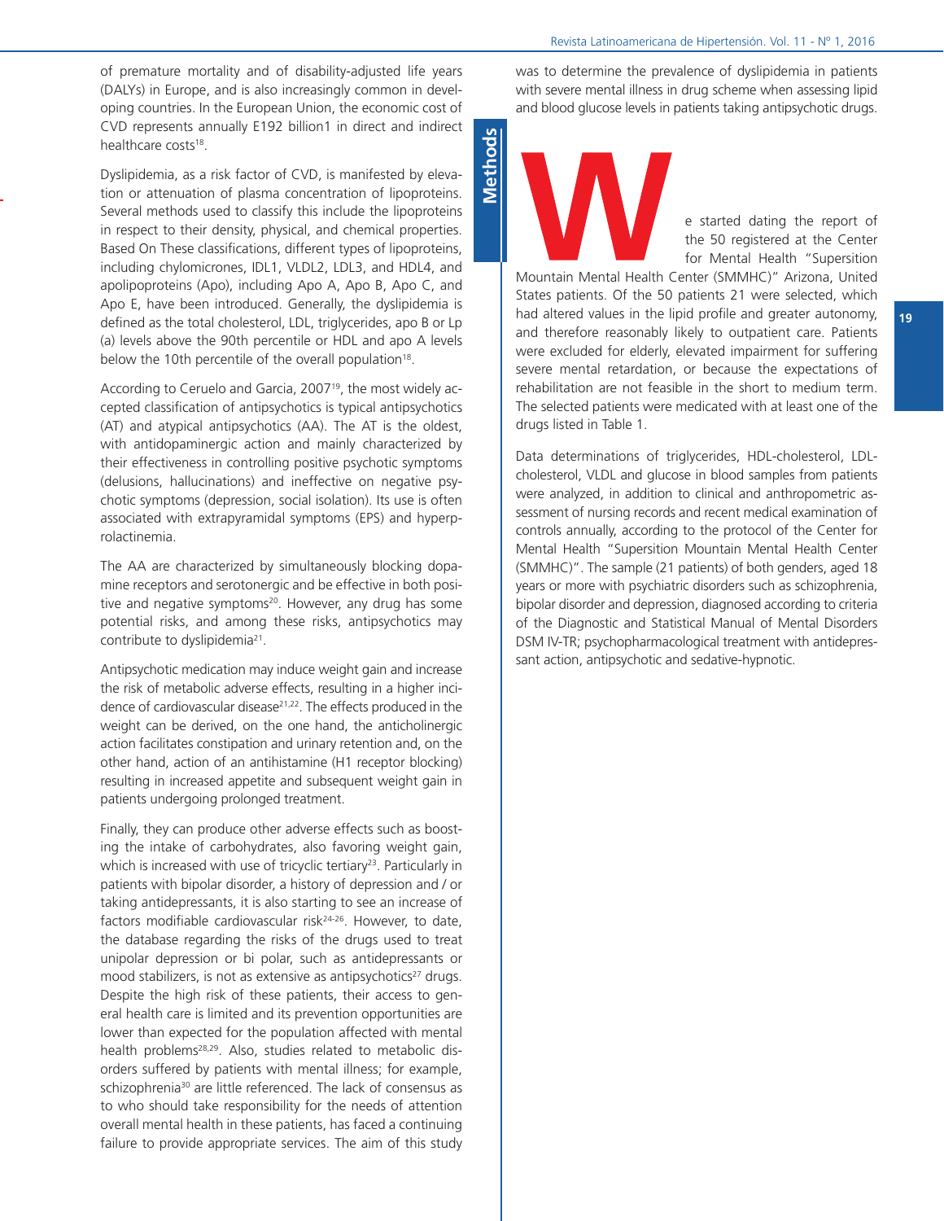of premature mortality and of disability-adjusted life years (DALYs) in Europe, and is also increasingly common in developing countries. In the European Union, the economic cost of CVD represents annually E192 billion1 in direct and indirect healthcare costs[18].

Dyslipidemia, as a risk factor of CVD, is manifested by elevation or attenuation of plasma concentration of lipoproteins. Several methods used to classify this include the lipoproteins in respect to their density, physical, and chemical properties. Based On These classifications, different types of lipoproteins, including chylomicrones, IDL1, VLDL2, LDL3, and HDL4, and apolipoproteins (Apo), including Apo A, Apo B, Apo C, and Apo E, have been introduced. Generally, the dyslipidemia is defined as the total cholesterol, LDL, triglycerides, apo B or Lp (a) levels above the 90th percentile or HDL and apo A levels below the 10th percentile of the overall population[18].

According to Ceruelo and Garcia, 2007[19], the most widely accepted classification of antipsychotics is typical antipsychotics (AT) and atypical antipsychotics (AA). The AT is the oldest, with antidopaminergic action and mainly characterized by their effectiveness in controlling positive psychotic symptoms (delusions, hallucinations) and ineffective on negative psychotic symptoms (depression, social isolation). Its use is often associated with extrapyramidal symptoms (EPS) and hyperprolactinemia.

The AA are characterized by simultaneously blocking dopamine receptors and serotonergic and be effective in both positive and negative symptoms[20]. However, any drug has some potential risks, and among these risks, antipsychotics may contribute to dyslipidemia[21].

Antipsychotic medication may induce weight gain and increase the risk of metabolic adverse effects, resulting in a higher incidence of cardiovascular disease[21,22]. The effects produced in the weight can be derived, on the one hand, the anticholinergic action facilitates constipation and urinary retention and, on the other hand, action of an antihistamine (H1 receptor blocking) resulting in increased appetite and subsequent weight gain in patients undergoing prolonged treatment.

Finally, they can produce other adverse effects such as boosting the intake of carbohydrates, also favoring weight gain, which is increased with use of tricyclic tertiary[23]. Particularly in patients with bipolar disorder, a history of depression and / or taking antidepressants, it is also starting to see an increase of factors modifiable cardiovascular risk[24-26]. However, to date, the database regarding the risks of the drugs used to treat unipolar depression or bi polar, such as antidepressants or mood stabilizers, is not as extensive as antipsychotics[27] drugs. Despite the high risk of these patients, their access to general health care is limited and its prevention opportunities are lower than expected for the population affected with mental health problems[28,29]. Also, studies related to metabolic disorders suffered by patients with mental illness; for example, schizophrenia[30] are little referenced. The lack of consensus as to who should take responsibility for the needs of attention overall mental health in these patients, has faced a continuing failure to provide appropriate services. The aim of this study was to determine the prevalence of dyslipidemia in patients with severe mental illness in drug scheme when assessing lipid and blood glucose levels in patients taking antipsychotic drugs.

## Methods

We started dating the report of the 50 registered at the Center for Mental Health "Supersition Mountain Mental Health Center (SMMHC)" Arizona, United States patients. Of the 50 patients 21 were selected, which had altered values in the lipid profile and greater autonomy, and therefore reasonably likely to outpatient care. Patients were excluded for elderly, elevated impairment for suffering severe mental retardation, or because the expectations of rehabilitation are not feasible in the short to medium term. The selected patients were medicated with at least one of the drugs listed in Table 1.

Data determinations of triglycerides, HDL-cholesterol, LDL-cholesterol, VLDL and glucose in blood samples from patients were analyzed, in addition to clinical and anthropometric assessment of nursing records and recent medical examination of controls annually, according to the protocol of the Center for Mental Health "Supersition Mountain Mental Health Center (SMMHC)". The sample (21 patients) of both genders, aged 18 years or more with psychiatric disorders such as schizophrenia, bipolar disorder and depression, diagnosed according to criteria of the Diagnostic and Statistical Manual of Mental Disorders DSM IV-TR; psychopharmacological treatment with antidepressant action, antipsychotic and sedative-hypnotic.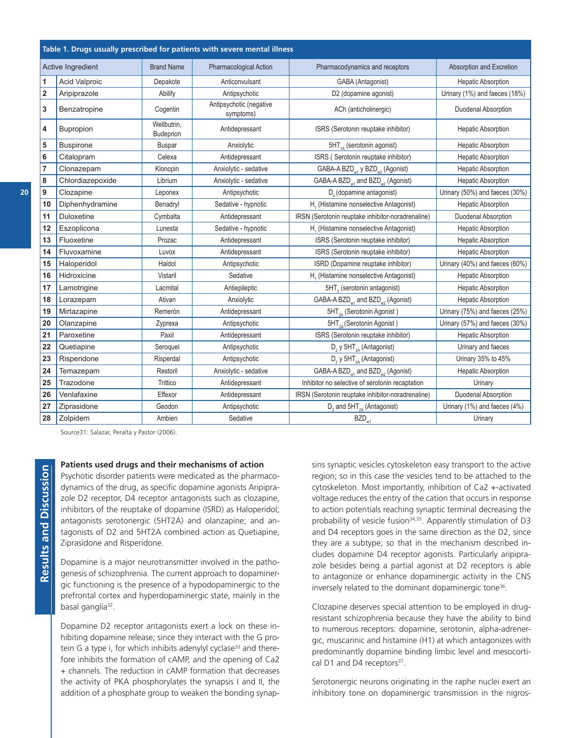**Table 1. Drugs usually prescribed for patients with severe mental illness**

| | Active Ingredient | Brand Name | Pharmacological Action | Pharmacodynamics and receptors | Absorption and Excretion |
|---|---|---|---|---|---|
| 1 | Acid Valproic | Depakote | Anticonvulsant | GABA (Antagonist) | Hepatic Absorption |
| 2 | Aripiprazole | Abilify | Antipsychotic | D2 (dopamine agonist) | Urinary (1%) and faeces (18%) |
| 3 | Benzatropine | Cogentin | Antipsychotic (negative symptoms) | ACh (anticholinergic) | Duodenal Absorption |
| 4 | Bupropion | Wellbutrin, Budeprion | Antidepressant | ISRS (Serotonin reuptake inhibitor) | Hepatic Absorption |
| 5 | Buspirone | Buspar | Anxiolytic | $5HT_{1A}$ (serotonin agonist) | Hepatic Absorption |
| 6 | Citalopram | Celexa | Antidepressant | ISRS ( Serotonin reuptake inhibitor) | Hepatic Absorption |
| 7 | Clonazepam | Klonopin | Anxiolytic - sedative | GABA-A $BZD_{w1}$ y $BZD_{w2}$ (Agonist) | Hepatic Absorption |
| 8 | Chlordiazepoxide | Librium | Anxiolytic - sedative | GABA-A $BZD_{w1}$ and $BZD_{w2}$ (Agonist) | Hepatic Absorption |
| 9 | Clozapine | Leponex | Antipsychotic | $D_4$ (dopamine antagonist) | Urinary (50%) and faeces (30%) |
| 10 | Diphenhydramine | Benadryl | Sedative - hypnotic | $H_1$ (Histamine nonselective Antagonist) | Hepatic Absorption |
| 11 | Duloxetine | Cymbalta | Antidepressant | IRSN (Serotonin reuptake inhibitor-noradrenaline) | Duodenal Absorption |
| 12 | Eszoplicona | Lunesta | Sedative - hypnotic | $H_1$ (Histamine nonselective Antagonist) | Hepatic Absorption |
| 13 | Fluoxetine | Prozac | Antidepressant | ISRS (Serotonin reuptake inhibitor) | Hepatic Absorption |
| 14 | Fluvoxamine | Luvox | Antidepressant | ISRS (Serotonin reuptake inhibitor) | Hepatic Absorption |
| 15 | Haloperidol | Haldol | Antipsychotic | ISRD (Dopamine reuptake inhibitor) | Urinary (40%) and faeces (60%) |
| 16 | Hidroxicine | Vistaril | Sedative | $H_1$ (Histamine nonselective Antagonist) | Hepatic Absorption |
| 17 | Lamotrigine | Lacmital | Antiepileptic | $5HT_3$ (serotonin antagonist) | Hepatic Absorption |
| 18 | Lorazepam | Ativan | Anxiolytic | GABA-A $BZD_{w1}$ and $BZD_{w2}$ (Agonist) | Hepatic Absorption |
| 19 | Mirtazapine | Remerón | Antidepressant | $5HT_{2A}$ (Serotonin Agonist ) | Urinary (75%) and faeces (25%) |
| 20 | Olanzapine | Zyprexa | Antipsychotic | $5HT_{2A}$ (Serotonin Agonist ) | Urinary (57%) and faeces (30%) |
| 21 | Paroxetine | Paxil | Antidepressant | ISRS (Serotonin reuptake inhibitor) | Hepatic Absorption |
| 22 | Quetiapine | Seroquel | Antipsychotic | $D_2$ y $5HT_{2A}$ (Antagonist) | Urinary and faeces |
| 23 | Risperidone | Risperdal | Antipsychotic | $D_2$ y $5HT_{2A}$ (Antagonist) | Urinary 35% to 45% |
| 24 | Temazepam | Restoril | Anxiolytic - sedative | GABA-A $BZD_{w1}$ and $BZD_{w2}$ (Agonist) | Hepatic Absorption |
| 25 | Trazodone | Trittico | Antidepressant | Inhibitor no selective of serotonin recaptation | Urinary |
| 26 | Venlafaxine | Effexor | Antidepressant | IRSN (Serotonin reuptake inhibitor-noradrenaline) | Duodenal Absorption |
| 27 | Ziprasidone | Geodon | Antipsychotic | $D_2$ and $5HT_{2A}$ (Antagonist) | Urinary (1%) and faeces (4%) |
| 28 | Zolpidem | Ambien | Sedative | $BZD_{w1}$ | Urinary |

Source31: Salazar, Peralta y Pastor (2006).

## Results and Discussion

**Patients used drugs and their mechanisms of action**

Psychotic disorder patients were medicated as the pharmacodynamics of the drug, as specific dopamine agonists Aripiprazole D2 receptor, D4 receptor antagonists such as clozapine, inhibitors of the reuptake of dopamine (ISRD) as Haloperidol; antagonists serotonergic (5HT2A) and olanzapine; and antagonists of D2 and 5HT2A combined action as Quetiapine, Ziprasidone and Risperidone.

Dopamine is a major neurotransmitter involved in the pathogenesis of schizophrenia. The current approach to dopaminergic functioning is the presence of a hypodopaminergic to the prefrontal cortex and hyperdopaminergic state, mainly in the basal ganglia[32].

Dopamine D2 receptor antagonists exert a lock on these inhibiting dopamine release; since they interact with the G protein G a type i, for which inhibits adenylyl cyclase[33] and therefore inhibits the formation of cAMP, and the opening of Ca2 + channels. The reduction in cAMP formation that decreases the activity of PKA phosphorylates the synapsis I and II, the addition of a phosphate group to weaken the bonding synapsins synaptic vesicles cytoskeleton easy transport to the active region; so in this case the vesicles tend to be attached to the cytoskeleton. Most importantly, inhibition of Ca2 +-activated voltage reduces the entry of the cation that occurs in response to action potentials reaching synaptic terminal decreasing the probability of vesicle fusion[34,35]. Apparently stimulation of D3 and D4 receptors goes in the same direction as the D2, since they are a subtype; so that in the mechanism described includes dopamine D4 receptor agonists. Particularly aripiprazole besides being a partial agonist at D2 receptors is able to antagonize or enhance dopaminergic activity in the CNS inversely related to the dominant dopaminergic tone[36].

Clozapine deserves special attention to be employed in drug-resistant schizophrenia because they have the ability to bind to numerous receptors: dopamine, serotonin, alpha-adrenergic, muscarinic and histamine (H1) at which antagonizes with predominantly dopamine binding limbic level and mesocortical D1 and D4 receptors[37].

Serotonergic neurons originating in the raphe nuclei exert an inhibitory tone on dopaminergic transmission in the nigros-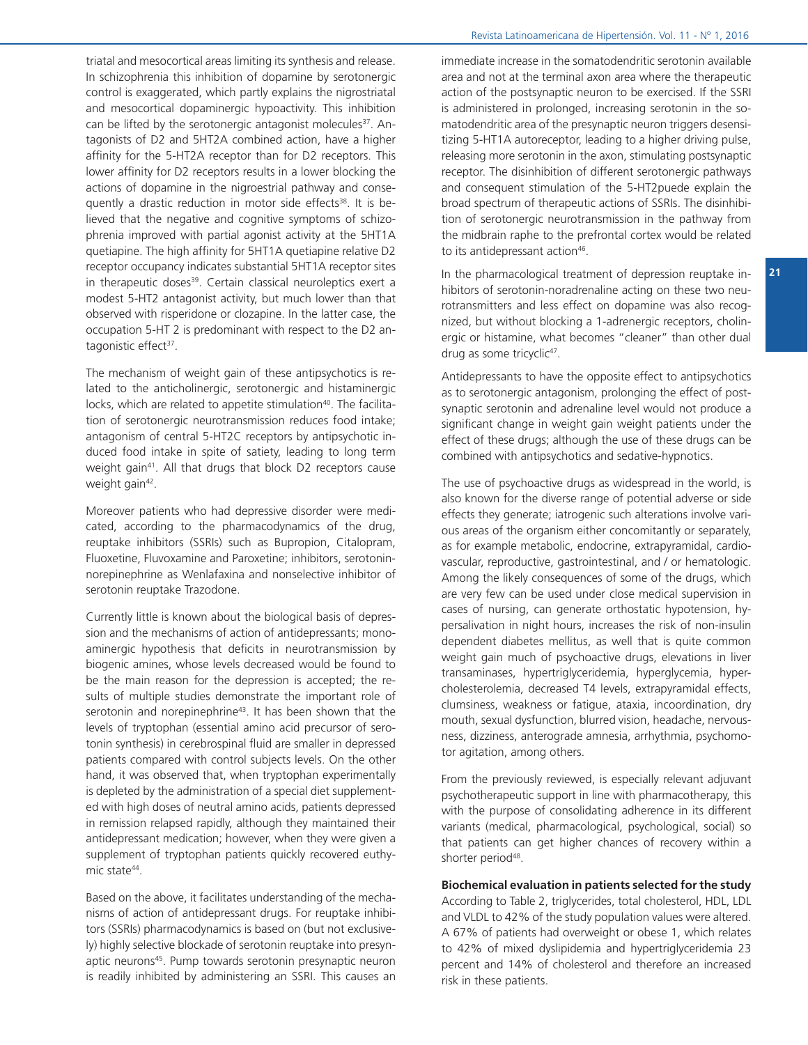triatal and mesocortical areas limiting its synthesis and release. In schizophrenia this inhibition of dopamine by serotonergic control is exaggerated, which partly explains the nigrostriatal and mesocortical dopaminergic hypoactivity. This inhibition can be lifted by the serotonergic antagonist molecules[37]. Antagonists of D2 and 5HT2A combined action, have a higher affinity for the 5-HT2A receptor than for D2 receptors. This lower affinity for D2 receptors results in a lower blocking the actions of dopamine in the nigroestrial pathway and consequently a drastic reduction in motor side effects[38]. It is believed that the negative and cognitive symptoms of schizophrenia improved with partial agonist activity at the 5HT1A quetiapine. The high affinity for 5HT1A quetiapine relative D2 receptor occupancy indicates substantial 5HT1A receptor sites in therapeutic doses[39]. Certain classical neuroleptics exert a modest 5-HT2 antagonist activity, but much lower than that observed with risperidone or clozapine. In the latter case, the occupation 5-HT 2 is predominant with respect to the D2 antagonistic effect[37].

The mechanism of weight gain of these antipsychotics is related to the anticholinergic, serotonergic and histaminergic locks, which are related to appetite stimulation[40]. The facilitation of serotonergic neurotransmission reduces food intake; antagonism of central 5-HT2C receptors by antipsychotic induced food intake in spite of satiety, leading to long term weight gain[41]. All that drugs that block D2 receptors cause weight gain[42].

Moreover patients who had depressive disorder were medicated, according to the pharmacodynamics of the drug, reuptake inhibitors (SSRIs) such as Bupropion, Citalopram, Fluoxetine, Fluvoxamine and Paroxetine; inhibitors, serotonin-norepinephrine as Wenlafaxina and nonselective inhibitor of serotonin reuptake Trazodone.

Currently little is known about the biological basis of depression and the mechanisms of action of antidepressants; monoaminergic hypothesis that deficits in neurotransmission by biogenic amines, whose levels decreased would be found to be the main reason for the depression is accepted; the results of multiple studies demonstrate the important role of serotonin and norepinephrine[43]. It has been shown that the levels of tryptophan (essential amino acid precursor of serotonin synthesis) in cerebrospinal fluid are smaller in depressed patients compared with control subjects levels. On the other hand, it was observed that, when tryptophan experimentally is depleted by the administration of a special diet supplemented with high doses of neutral amino acids, patients depressed in remission relapsed rapidly, although they maintained their antidepressant medication; however, when they were given a supplement of tryptophan patients quickly recovered euthymic state[44].

Based on the above, it facilitates understanding of the mechanisms of action of antidepressant drugs. For reuptake inhibitors (SSRIs) pharmacodynamics is based on (but not exclusively) highly selective blockade of serotonin reuptake into presynaptic neurons[45]. Pump towards serotonin presynaptic neuron is readily inhibited by administering an SSRI. This causes an immediate increase in the somatodendritic serotonin available area and not at the terminal axon area where the therapeutic action of the postsynaptic neuron to be exercised. If the SSRI is administered in prolonged, increasing serotonin in the somatodendritic area of the presynaptic neuron triggers desensitizing 5-HT1A autoreceptor, leading to a higher driving pulse, releasing more serotonin in the axon, stimulating postsynaptic receptor. The disinhibition of different serotonergic pathways and consequent stimulation of the 5-HT2puede explain the broad spectrum of therapeutic actions of SSRIs. The disinhibition of serotonergic neurotransmission in the pathway from the midbrain raphe to the prefrontal cortex would be related to its antidepressant action[46].

In the pharmacological treatment of depression reuptake inhibitors of serotonin-noradrenaline acting on these two neurotransmitters and less effect on dopamine was also recognized, but without blocking a 1-adrenergic receptors, cholinergic or histamine, what becomes "cleaner" than other dual drug as some tricyclic[47].

Antidepressants to have the opposite effect to antipsychotics as to serotonergic antagonism, prolonging the effect of postsynaptic serotonin and adrenaline level would not produce a significant change in weight gain weight patients under the effect of these drugs; although the use of these drugs can be combined with antipsychotics and sedative-hypnotics.

The use of psychoactive drugs as widespread in the world, is also known for the diverse range of potential adverse or side effects they generate; iatrogenic such alterations involve various areas of the organism either concomitantly or separately, as for example metabolic, endocrine, extrapyramidal, cardiovascular, reproductive, gastrointestinal, and / or hematologic. Among the likely consequences of some of the drugs, which are very few can be used under close medical supervision in cases of nursing, can generate orthostatic hypotension, hypersalivation in night hours, increases the risk of non-insulin dependent diabetes mellitus, as well that is quite common weight gain much of psychoactive drugs, elevations in liver transaminases, hypertriglyceridemia, hyperglycemia, hypercholesterolemia, decreased T4 levels, extrapyramidal effects, clumsiness, weakness or fatigue, ataxia, incoordination, dry mouth, sexual dysfunction, blurred vision, headache, nervousness, dizziness, anterograde amnesia, arrhythmia, psychomotor agitation, among others.

From the previously reviewed, is especially relevant adjuvant psychotherapeutic support in line with pharmacotherapy, this with the purpose of consolidating adherence in its different variants (medical, pharmacological, psychological, social) so that patients can get higher chances of recovery within a shorter period[48].

**Biochemical evaluation in patients selected for the study**

According to Table 2, triglycerides, total cholesterol, HDL, LDL and VLDL to 42% of the study population values were altered. A 67% of patients had overweight or obese 1, which relates to 42% of mixed dyslipidemia and hypertriglyceridemia 23 percent and 14% of cholesterol and therefore an increased risk in these patients.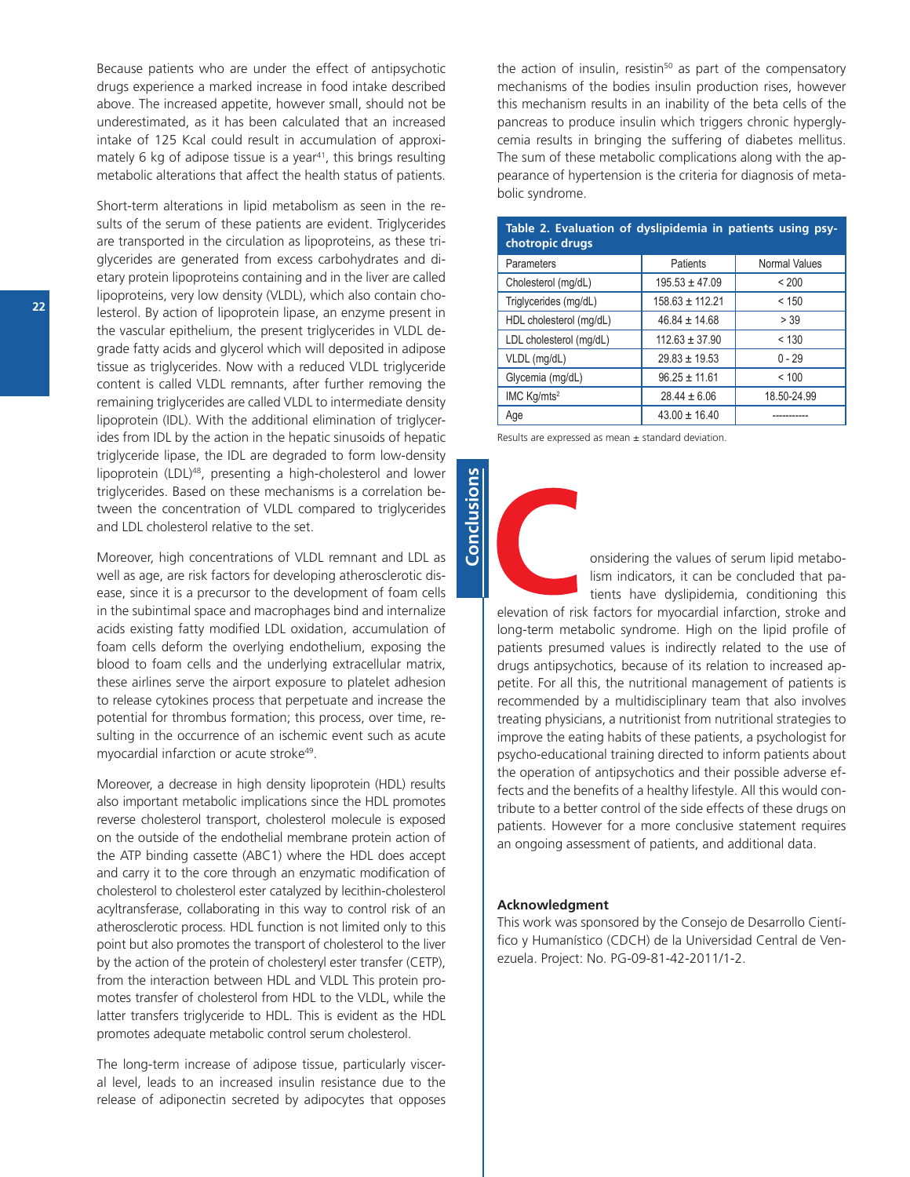Because patients who are under the effect of antipsychotic drugs experience a marked increase in food intake described above. The increased appetite, however small, should not be underestimated, as it has been calculated that an increased intake of 125 Kcal could result in accumulation of approximately 6 kg of adipose tissue is a year[41], this brings resulting metabolic alterations that affect the health status of patients.

Short-term alterations in lipid metabolism as seen in the results of the serum of these patients are evident. Triglycerides are transported in the circulation as lipoproteins, as these triglycerides are generated from excess carbohydrates and dietary protein lipoproteins containing and in the liver are called lipoproteins, very low density (VLDL), which also contain cholesterol. By action of lipoprotein lipase, an enzyme present in the vascular epithelium, the present triglycerides in VLDL degrade fatty acids and glycerol which will deposited in adipose tissue as triglycerides. Now with a reduced VLDL triglyceride content is called VLDL remnants, after further removing the remaining triglycerides are called VLDL to intermediate density lipoprotein (IDL). With the additional elimination of triglycerides from IDL by the action in the hepatic sinusoids of hepatic triglyceride lipase, the IDL are degraded to form low-density lipoprotein (LDL)[48], presenting a high-cholesterol and lower triglycerides. Based on these mechanisms is a correlation between the concentration of VLDL compared to triglycerides and LDL cholesterol relative to the set.

Moreover, high concentrations of VLDL remnant and LDL as well as age, are risk factors for developing atherosclerotic disease, since it is a precursor to the development of foam cells in the subintimal space and macrophages bind and internalize acids existing fatty modified LDL oxidation, accumulation of foam cells deform the overlying endothelium, exposing the blood to foam cells and the underlying extracellular matrix, these airlines serve the airport exposure to platelet adhesion to release cytokines process that perpetuate and increase the potential for thrombus formation; this process, over time, resulting in the occurrence of an ischemic event such as acute myocardial infarction or acute stroke[49].

Moreover, a decrease in high density lipoprotein (HDL) results also important metabolic implications since the HDL promotes reverse cholesterol transport, cholesterol molecule is exposed on the outside of the endothelial membrane protein action of the ATP binding cassette (ABC1) where the HDL does accept and carry it to the core through an enzymatic modification of cholesterol to cholesterol ester catalyzed by lecithin-cholesterol acyltransferase, collaborating in this way to control risk of an atherosclerotic process. HDL function is not limited only to this point but also promotes the transport of cholesterol to the liver by the action of the protein of cholesteryl ester transfer (CETP), from the interaction between HDL and VLDL This protein promotes transfer of cholesterol from HDL to the VLDL, while the latter transfers triglyceride to HDL. This is evident as the HDL promotes adequate metabolic control serum cholesterol.

The long-term increase of adipose tissue, particularly visceral level, leads to an increased insulin resistance due to the release of adiponectin secreted by adipocytes that opposes the action of insulin, resistin[50] as part of the compensatory mechanisms of the bodies insulin production rises, however this mechanism results in an inability of the beta cells of the pancreas to produce insulin which triggers chronic hyperglycemia results in bringing the suffering of diabetes mellitus. The sum of these metabolic complications along with the appearance of hypertension is the criteria for diagnosis of metabolic syndrome.

**Table 2. Evaluation of dyslipidemia in patients using psychotropic drugs**

| Parameters | Patients | Normal Values |
|---|---|---|
| Cholesterol (mg/dL) | 195.53 ± 47.09 | < 200 |
| Triglycerides (mg/dL) | 158.63 ± 112.21 | < 150 |
| HDL cholesterol (mg/dL) | 46.84 ± 14.68 | > 39 |
| LDL cholesterol (mg/dL) | 112.63 ± 37.90 | < 130 |
| VLDL (mg/dL) | 29.83 ± 19.53 | 0 - 29 |
| Glycemia (mg/dL) | 96.25 ± 11.61 | < 100 |
| IMC Kg/mts$^2$ | 28.44 ± 6.06 | 18.50-24.99 |
| Age | 43.00 ± 16.40 | ----------- |

Results are expressed as mean ± standard deviation.

## Conclusions

Considering the values of serum lipid metabolism indicators, it can be concluded that patients have dyslipidemia, conditioning this elevation of risk factors for myocardial infarction, stroke and long-term metabolic syndrome. High on the lipid profile of patients presumed values is indirectly related to the use of drugs antipsychotics, because of its relation to increased appetite. For all this, the nutritional management of patients is recommended by a multidisciplinary team that also involves treating physicians, a nutritionist from nutritional strategies to improve the eating habits of these patients, a psychologist for psycho-educational training directed to inform patients about the operation of antipsychotics and their possible adverse effects and the benefits of a healthy lifestyle. All this would contribute to a better control of the side effects of these drugs on patients. However for a more conclusive statement requires an ongoing assessment of patients, and additional data.

### Acknowledgment

This work was sponsored by the Consejo de Desarrollo Científico y Humanístico (CDCH) de la Universidad Central de Venezuela. Project: No. PG-09-81-42-2011/1-2.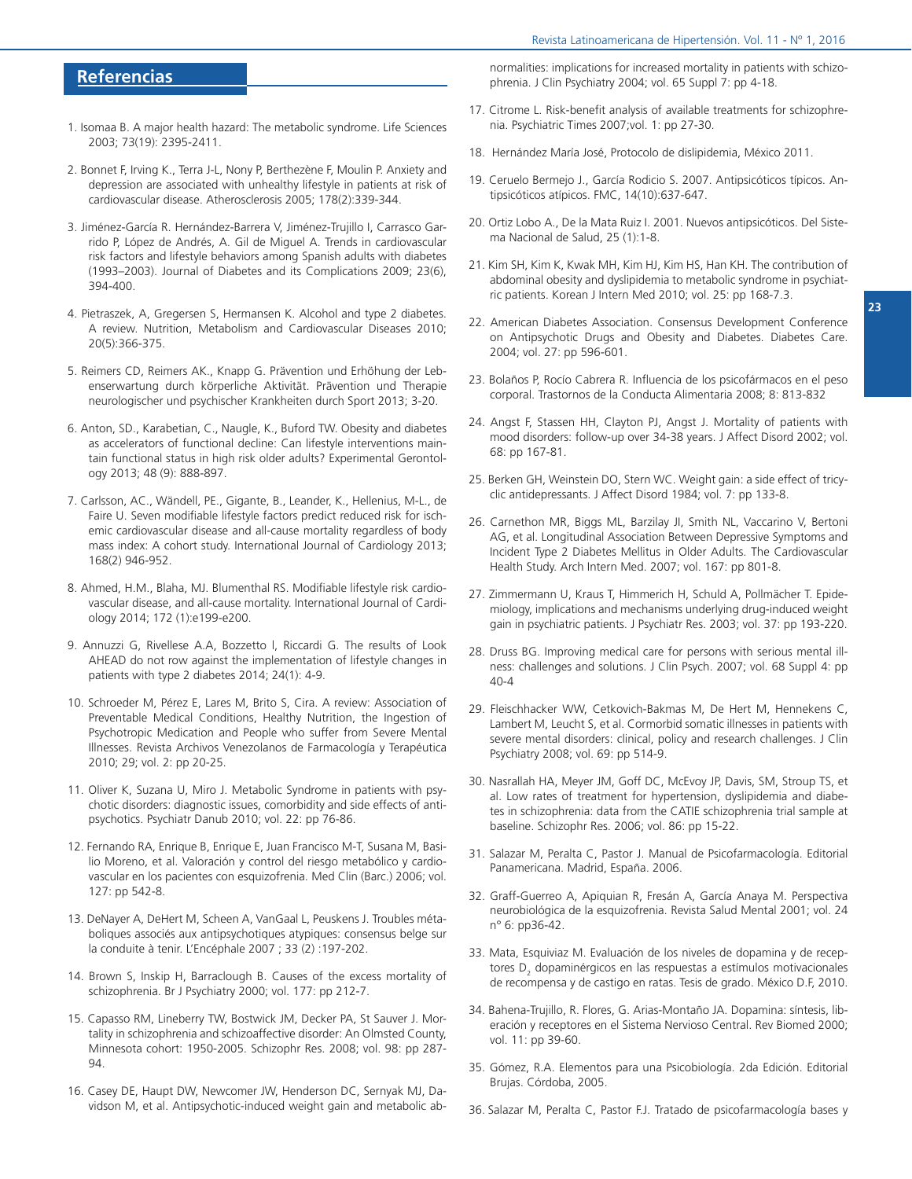## Referencias

1. Isomaa B. A major health hazard: The metabolic syndrome. Life Sciences 2003; 73(19): 2395-2411.

2. Bonnet F, Irving K., Terra J-L, Nony P, Berthezène F, Moulin P. Anxiety and depression are associated with unhealthy lifestyle in patients at risk of cardiovascular disease. Atherosclerosis 2005; 178(2):339-344.

3. Jiménez-García R. Hernández-Barrera V, Jiménez-Trujillo I, Carrasco Garrido P, López de Andrés, A. Gil de Miguel A. Trends in cardiovascular risk factors and lifestyle behaviors among Spanish adults with diabetes (1993–2003). Journal of Diabetes and its Complications 2009; 23(6), 394-400.

4. Pietraszek, A, Gregersen S, Hermansen K. Alcohol and type 2 diabetes. A review. Nutrition, Metabolism and Cardiovascular Diseases 2010; 20(5):366-375.

5. Reimers CD, Reimers AK., Knapp G. Prävention und Erhöhung der Lebenserwartung durch körperliche Aktivität. Prävention und Therapie neurologischer und psychischer Krankheiten durch Sport 2013; 3-20.

6. Anton, SD., Karabetian, C., Naugle, K., Buford TW. Obesity and diabetes as accelerators of functional decline: Can lifestyle interventions maintain functional status in high risk older adults? Experimental Gerontology 2013; 48 (9): 888-897.

7. Carlsson, AC., Wändell, PE., Gigante, B., Leander, K., Hellenius, M-L., de Faire U. Seven modifiable lifestyle factors predict reduced risk for ischemic cardiovascular disease and all-cause mortality regardless of body mass index: A cohort study. International Journal of Cardiology 2013; 168(2) 946-952.

8. Ahmed, H.M., Blaha, MJ. Blumenthal RS. Modifiable lifestyle risk cardiovascular disease, and all-cause mortality. International Journal of Cardiology 2014; 172 (1):e199-e200.

9. Annuzzi G, Rivellese A.A, Bozzetto l, Riccardi G. The results of Look AHEAD do not row against the implementation of lifestyle changes in patients with type 2 diabetes 2014; 24(1): 4-9.

10. Schroeder M, Pérez E, Lares M, Brito S, Cira. A review: Association of Preventable Medical Conditions, Healthy Nutrition, the Ingestion of Psychotropic Medication and People who suffer from Severe Mental Illnesses. Revista Archivos Venezolanos de Farmacología y Terapéutica 2010; 29; vol. 2: pp 20-25.

11. Oliver K, Suzana U, Miro J. Metabolic Syndrome in patients with psychotic disorders: diagnostic issues, comorbidity and side effects of antipsychotics. Psychiatr Danub 2010; vol. 22: pp 76-86.

12. Fernando RA, Enrique B, Enrique E, Juan Francisco M-T, Susana M, Basilio Moreno, et al. Valoración y control del riesgo metabólico y cardiovascular en los pacientes con esquizofrenia. Med Clin (Barc.) 2006; vol. 127: pp 542-8.

13. DeNayer A, DeHert M, Scheen A, VanGaal L, Peuskens J. Troubles métaboliques associés aux antipsychotiques atypiques: consensus belge sur la conduite à tenir. L'Encéphale 2007 ; 33 (2) :197-202.

14. Brown S, Inskip H, Barraclough B. Causes of the excess mortality of schizophrenia. Br J Psychiatry 2000; vol. 177: pp 212-7.

15. Capasso RM, Lineberry TW, Bostwick JM, Decker PA, St Sauver J. Mortality in schizophrenia and schizoaffective disorder: An Olmsted County, Minnesota cohort: 1950-2005. Schizophr Res. 2008; vol. 98: pp 287-94.

16. Casey DE, Haupt DW, Newcomer JW, Henderson DC, Sernyak MJ, Davidson M, et al. Antipsychotic-induced weight gain and metabolic abnormalities: implications for increased mortality in patients with schizophrenia. J Clin Psychiatry 2004; vol. 65 Suppl 7: pp 4-18.

17. Citrome L. Risk-benefit analysis of available treatments for schizophrenia. Psychiatric Times 2007;vol. 1: pp 27-30.

18. Hernández María José, Protocolo de dislipidemia, México 2011.

19. Ceruelo Bermejo J., García Rodicio S. 2007. Antipsicóticos típicos. Antipsicóticos atípicos. FMC, 14(10):637-647.

20. Ortiz Lobo A., De la Mata Ruiz I. 2001. Nuevos antipsicóticos. Del Sistema Nacional de Salud, 25 (1):1-8.

21. Kim SH, Kim K, Kwak MH, Kim HJ, Kim HS, Han KH. The contribution of abdominal obesity and dyslipidemia to metabolic syndrome in psychiatric patients. Korean J Intern Med 2010; vol. 25: pp 168-7.3.

22. American Diabetes Association. Consensus Development Conference on Antipsychotic Drugs and Obesity and Diabetes. Diabetes Care. 2004; vol. 27: pp 596-601.

23. Bolaños P, Rocío Cabrera R. Influencia de los psicofármacos en el peso corporal. Trastornos de la Conducta Alimentaria 2008; 8: 813-832

24. Angst F, Stassen HH, Clayton PJ, Angst J. Mortality of patients with mood disorders: follow-up over 34-38 years. J Affect Disord 2002; vol. 68: pp 167-81.

25. Berken GH, Weinstein DO, Stern WC. Weight gain: a side effect of tricyclic antidepressants. J Affect Disord 1984; vol. 7: pp 133-8.

26. Carnethon MR, Biggs ML, Barzilay JI, Smith NL, Vaccarino V, Bertoni AG, et al. Longitudinal Association Between Depressive Symptoms and Incident Type 2 Diabetes Mellitus in Older Adults. The Cardiovascular Health Study. Arch Intern Med. 2007; vol. 167: pp 801-8.

27. Zimmermann U, Kraus T, Himmerich H, Schuld A, Pollmächer T. Epidemiology, implications and mechanisms underlying drug-induced weight gain in psychiatric patients. J Psychiatr Res. 2003; vol. 37: pp 193-220.

28. Druss BG. Improving medical care for persons with serious mental illness: challenges and solutions. J Clin Psych. 2007; vol. 68 Suppl 4: pp 40-4

29. Fleischhacker WW, Cetkovich-Bakmas M, De Hert M, Hennekens C, Lambert M, Leucht S, et al. Cormorbid somatic illnesses in patients with severe mental disorders: clinical, policy and research challenges. J Clin Psychiatry 2008; vol. 69: pp 514-9.

30. Nasrallah HA, Meyer JM, Goff DC, McEvoy JP, Davis, SM, Stroup TS, et al. Low rates of treatment for hypertension, dyslipidemia and diabetes in schizophrenia: data from the CATIE schizophrenia trial sample at baseline. Schizophr Res. 2006; vol. 86: pp 15-22.

31. Salazar M, Peralta C, Pastor J. Manual de Psicofarmacología. Editorial Panamericana. Madrid, España. 2006.

32. Graff-Guerreo A, Apiquian R, Fresán A, García Anaya M. Perspectiva neurobiológica de la esquizofrenia. Revista Salud Mental 2001; vol. 24 n° 6: pp36-42.

33. Mata, Esquiviaz M. Evaluación de los niveles de dopamina y de receptores $D_2$ dopaminérgicos en las respuestas a estímulos motivacionales de recompensa y de castigo en ratas. Tesis de grado. México D.F, 2010.

34. Bahena-Trujillo, R. Flores, G. Arias-Montaño JA. Dopamina: síntesis, liberación y receptores en el Sistema Nervioso Central. Rev Biomed 2000; vol. 11: pp 39-60.

35. Gómez, R.A. Elementos para una Psicobiología. 2da Edición. Editorial Brujas. Córdoba, 2005.

36. Salazar M, Peralta C, Pastor F.J. Tratado de psicofarmacología bases y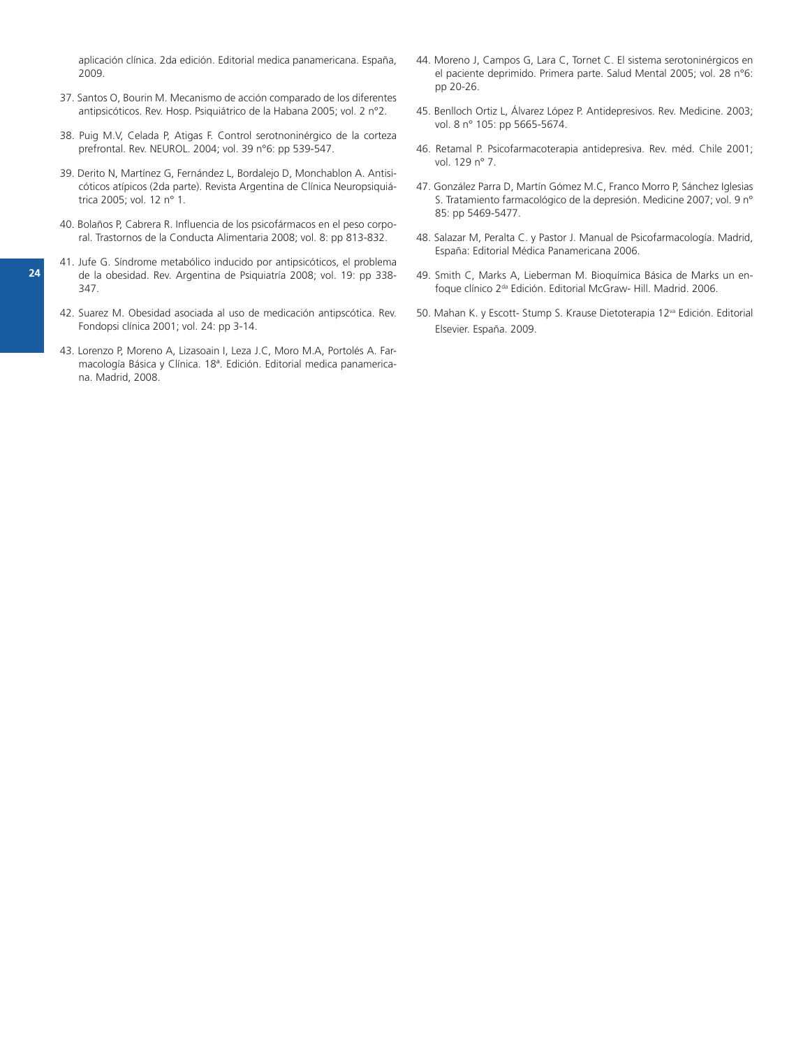aplicación clínica. 2da edición. Editorial medica panamericana. España, 2009.

37. Santos O, Bourin M. Mecanismo de acción comparado de los diferentes antipsicóticos. Rev. Hosp. Psiquiátrico de la Habana 2005; vol. 2 n°2.

38. Puig M.V, Celada P, Atigas F. Control serotnoninérgico de la corteza prefrontal. Rev. NEUROL. 2004; vol. 39 n°6: pp 539-547.

39. Derito N, Martínez G, Fernández L, Bordalejo D, Monchablon A. Antisicóticos atípicos (2da parte). Revista Argentina de Clínica Neuropsiquiátrica 2005; vol. 12 n° 1.

40. Bolaños P, Cabrera R. Influencia de los psicofármacos en el peso corporal. Trastornos de la Conducta Alimentaria 2008; vol. 8: pp 813-832.

41. Jufe G. Síndrome metabólico inducido por antipsicóticos, el problema de la obesidad. Rev. Argentina de Psiquiatría 2008; vol. 19: pp 338-347.

42. Suarez M. Obesidad asociada al uso de medicación antipscótica. Rev. Fondopsi clínica 2001; vol. 24: pp 3-14.

43. Lorenzo P, Moreno A, Lizasoain I, Leza J.C, Moro M.A, Portolés A. Farmacología Básica y Clínica. 18ª. Edición. Editorial medica panamericana. Madrid, 2008.

44. Moreno J, Campos G, Lara C, Tornet C. El sistema serotoninérgicos en el paciente deprimido. Primera parte. Salud Mental 2005; vol. 28 n°6: pp 20-26.

45. Benlloch Ortiz L, Álvarez López P. Antidepresivos. Rev. Medicine. 2003; vol. 8 n° 105: pp 5665-5674.

46. Retamal P. Psicofarmacoterapia antidepresiva. Rev. méd. Chile 2001; vol. 129 n° 7.

47. González Parra D, Martín Gómez M.C, Franco Morro P, Sánchez Iglesias S. Tratamiento farmacológico de la depresión. Medicine 2007; vol. 9 n° 85: pp 5469-5477.

48. Salazar M, Peralta C. y Pastor J. Manual de Psicofarmacología. Madrid, España: Editorial Médica Panamericana 2006.

49. Smith C, Marks A, Lieberman M. Bioquímica Básica de Marks un enfoque clínico 2da Edición. Editorial McGraw- Hill. Madrid. 2006.

50. Mahan K. y Escott- Stump S. Krause Dietoterapia 12va Edición. Editorial Elsevier. España. 2009.